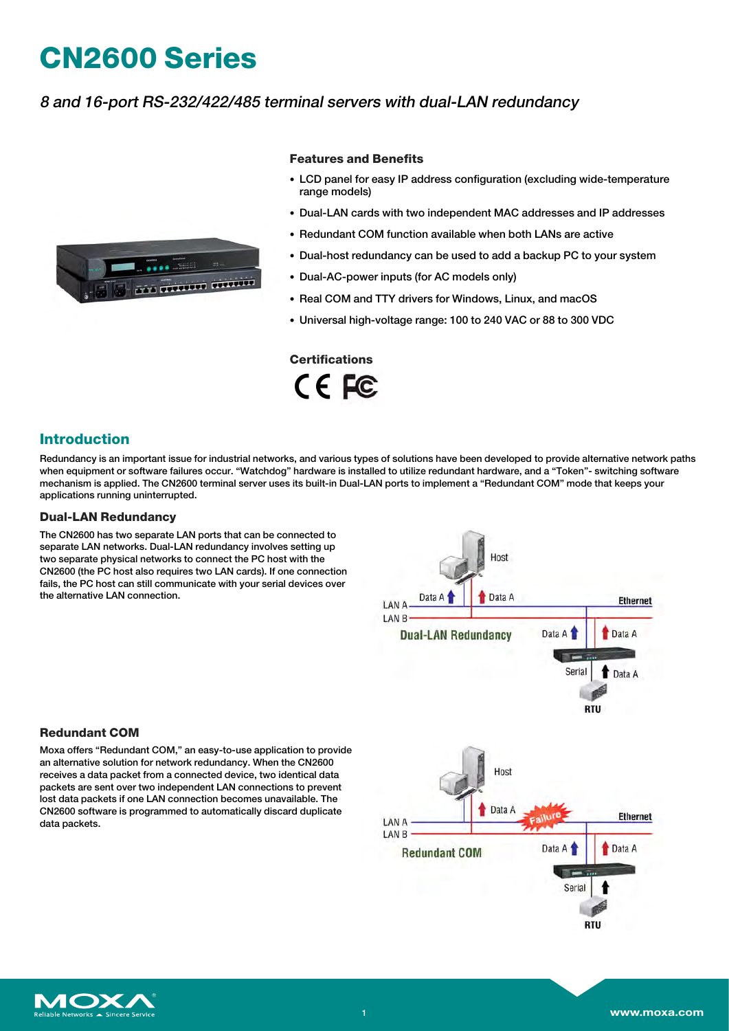# CN2600 Series

*8 and 16-port RS-232/422/485 terminal servers with dual-LAN redundancy*

### Features and Benefits

- LCD panel for easy IP address configuration (excluding wide-temperature range models)
- Dual-LAN cards with two independent MAC addresses and IP addresses
- Redundant COM function available when both LANs are active
- Dual-host redundancy can be used to add a backup PC to your system
- Dual-AC-power inputs (for AC models only)
- Real COM and TTY drivers for Windows, Linux, and macOS
- Universal high-voltage range: 100 to 240 VAC or 88 to 300 VDC

### Certifications

## Introduction

Redundancy is an important issue for industrial networks, and various types of solutions have been developed to provide alternative network paths when equipment or software failures occur. "Watchdog" hardware is installed to utilize redundant hardware, and a "Token"- switching software mechanism is applied. The CN2600 terminal server uses its built-in Dual-LAN ports to implement a "Redundant COM" mode that keeps your applications running uninterrupted.

### Dual-LAN Redundancy

The CN2600 has two separate LAN ports that can be connected to separate LAN networks. Dual-LAN redundancy involves setting up two separate physical networks to connect the PC host with the CN2600 (the PC host also requires two LAN cards). If one connection fails, the PC host can still communicate with your serial devices over the alternative LAN connection.

### Redundant COM

Moxa offers "Redundant COM," an easy-to-use application to provide an alternative solution for network redundancy. When the CN2600 receives a data packet from a connected device, two identical data packets are sent over two independent LAN connections to prevent lost data packets if one LAN connection becomes unavailable. The CN2600 software is programmed to automatically discard duplicate data packets.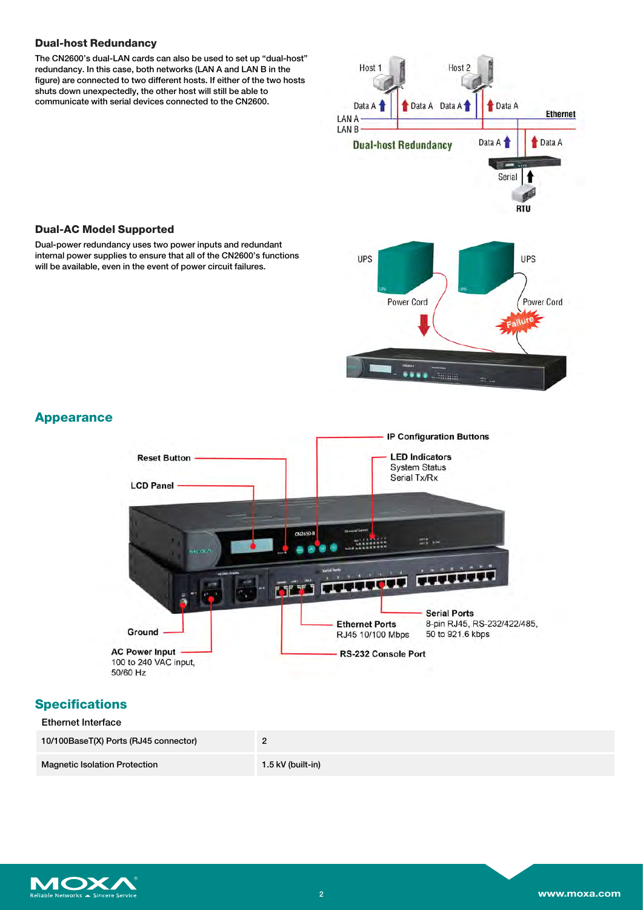### Dual-host Redundancy

The CN2600's dual-LAN cards can also be used to set up "dual-host" redundancy. In this case, both networks (LAN A and LAN B in the figure) are connected to two different hosts. If either of the two hosts shuts down unexpectedly, the other host will still be able to communicate with serial devices connected to the CN2600.

### Dual-AC Model Supported

Dual-power redundancy uses two power inputs and redundant internal power supplies to ensure that all of the CN2600's functions will be available, even in the event of power circuit failures.

## Appearance

## Specifications

Ethernet Interface

| | |
|---|---|
| 10/100BaseT(X) Ports (RJ45 connector) | 2 |
| Magnetic Isolation Protection | 1.5 kV (built-in) |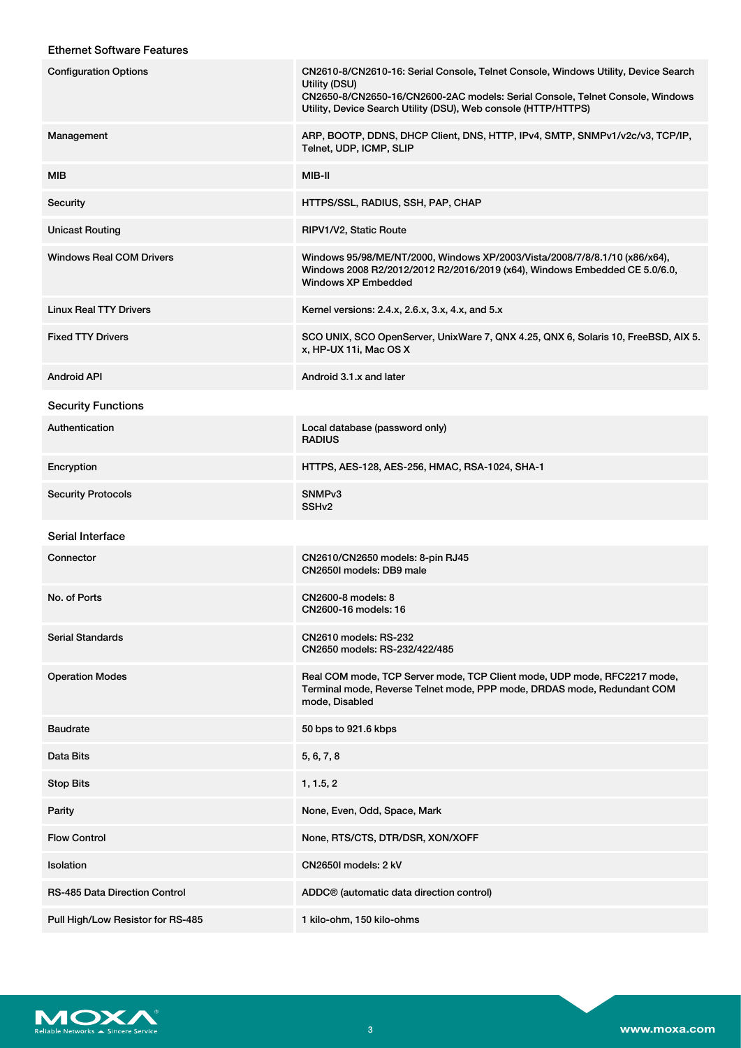## Ethernet Software Features

| | |
|---|---|
| Configuration Options | CN2610-8/CN2610-16: Serial Console, Telnet Console, Windows Utility, Device Search Utility (DSU)<br>CN2650-8/CN2650-16/CN2600-2AC models: Serial Console, Telnet Console, Windows Utility, Device Search Utility (DSU), Web console (HTTP/HTTPS) |
| Management | ARP, BOOTP, DDNS, DHCP Client, DNS, HTTP, IPv4, SMTP, SNMPv1/v2c/v3, TCP/IP, Telnet, UDP, ICMP, SLIP |
| MIB | MIB-II |
| Security | HTTPS/SSL, RADIUS, SSH, PAP, CHAP |
| Unicast Routing | RIPV1/V2, Static Route |
| Windows Real COM Drivers | Windows 95/98/ME/NT/2000, Windows XP/2003/Vista/2008/7/8/8.1/10 (x86/x64), Windows 2008 R2/2012/2012 R2/2016/2019 (x64), Windows Embedded CE 5.0/6.0, Windows XP Embedded |
| Linux Real TTY Drivers | Kernel versions: 2.4.x, 2.6.x, 3.x, 4.x, and 5.x |
| Fixed TTY Drivers | SCO UNIX, SCO OpenServer, UnixWare 7, QNX 4.25, QNX 6, Solaris 10, FreeBSD, AIX 5.x, HP-UX 11i, Mac OS X |
| Android API | Android 3.1.x and later |

## Security Functions

| | |
|---|---|
| Authentication | Local database (password only)<br>RADIUS |
| Encryption | HTTPS, AES-128, AES-256, HMAC, RSA-1024, SHA-1 |
| Security Protocols | SNMPv3<br>SSHv2 |

## Serial Interface

| | |
|---|---|
| Connector | CN2610/CN2650 models: 8-pin RJ45<br>CN2650I models: DB9 male |
| No. of Ports | CN2600-8 models: 8<br>CN2600-16 models: 16 |
| Serial Standards | CN2610 models: RS-232<br>CN2650 models: RS-232/422/485 |
| Operation Modes | Real COM mode, TCP Server mode, TCP Client mode, UDP mode, RFC2217 mode, Terminal mode, Reverse Telnet mode, PPP mode, DRDAS mode, Redundant COM mode, Disabled |
| Baudrate | 50 bps to 921.6 kbps |
| Data Bits | 5, 6, 7, 8 |
| Stop Bits | 1, 1.5, 2 |
| Parity | None, Even, Odd, Space, Mark |
| Flow Control | None, RTS/CTS, DTR/DSR, XON/XOFF |
| Isolation | CN2650I models: 2 kV |
| RS-485 Data Direction Control | ADDC® (automatic data direction control) |
| Pull High/Low Resistor for RS-485 | 1 kilo-ohm, 150 kilo-ohms |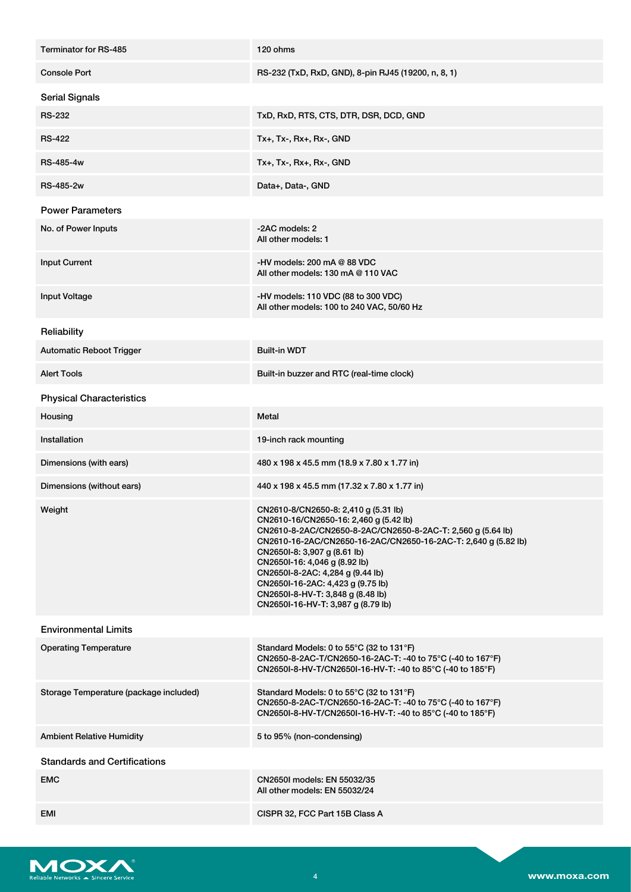| | |
|---|---|
| Terminator for RS-485 | 120 ohms |
| Console Port | RS-232 (TxD, RxD, GND), 8-pin RJ45 (19200, n, 8, 1) |

### Serial Signals

| | |
|---|---|
| RS-232 | TxD, RxD, RTS, CTS, DTR, DSR, DCD, GND |
| RS-422 | Tx+, Tx-, Rx+, Rx-, GND |
| RS-485-4w | Tx+, Tx-, Rx+, Rx-, GND |
| RS-485-2w | Data+, Data-, GND |

### Power Parameters

| | |
|---|---|
| No. of Power Inputs | -2AC models: 2<br>All other models: 1 |
| Input Current | -HV models: 200 mA @ 88 VDC<br>All other models: 130 mA @ 110 VAC |
| Input Voltage | -HV models: 110 VDC (88 to 300 VDC)<br>All other models: 100 to 240 VAC, 50/60 Hz |

### Reliability

| | |
|---|---|
| Automatic Reboot Trigger | Built-in WDT |
| Alert Tools | Built-in buzzer and RTC (real-time clock) |

### Physical Characteristics

| | |
|---|---|
| Housing | Metal |
| Installation | 19-inch rack mounting |
| Dimensions (with ears) | 480 x 198 x 45.5 mm (18.9 x 7.80 x 1.77 in) |
| Dimensions (without ears) | 440 x 198 x 45.5 mm (17.32 x 7.80 x 1.77 in) |
| Weight | CN2610-8/CN2650-8: 2,410 g (5.31 lb)<br>CN2610-16/CN2650-16: 2,460 g (5.42 lb)<br>CN2610-8-2AC/CN2650-8-2AC/CN2650-8-2AC-T: 2,560 g (5.64 lb)<br>CN2610-16-2AC/CN2650-16-2AC/CN2650-16-2AC-T: 2,640 g (5.82 lb)<br>CN2650I-8: 3,907 g (8.61 lb)<br>CN2650I-16: 4,046 g (8.92 lb)<br>CN2650I-8-2AC: 4,284 g (9.44 lb)<br>CN2650I-16-2AC: 4,423 g (9.75 lb)<br>CN2650I-8-HV-T: 3,848 g (8.48 lb)<br>CN2650I-16-HV-T: 3,987 g (8.79 lb) |

### Environmental Limits

| | |
|---|---|
| Operating Temperature | Standard Models: 0 to 55°C (32 to 131°F)<br>CN2650-8-2AC-T/CN2650-16-2AC-T: -40 to 75°C (-40 to 167°F)<br>CN2650I-8-HV-T/CN2650I-16-HV-T: -40 to 85°C (-40 to 185°F) |
| Storage Temperature (package included) | Standard Models: 0 to 55°C (32 to 131°F)<br>CN2650-8-2AC-T/CN2650-16-2AC-T: -40 to 75°C (-40 to 167°F)<br>CN2650I-8-HV-T/CN2650I-16-HV-T: -40 to 85°C (-40 to 185°F) |
| Ambient Relative Humidity | 5 to 95% (non-condensing) |

### Standards and Certifications

| | |
|---|---|
| EMC | CN2650I models: EN 55032/35<br>All other models: EN 55032/24 |
| EMI | CISPR 32, FCC Part 15B Class A |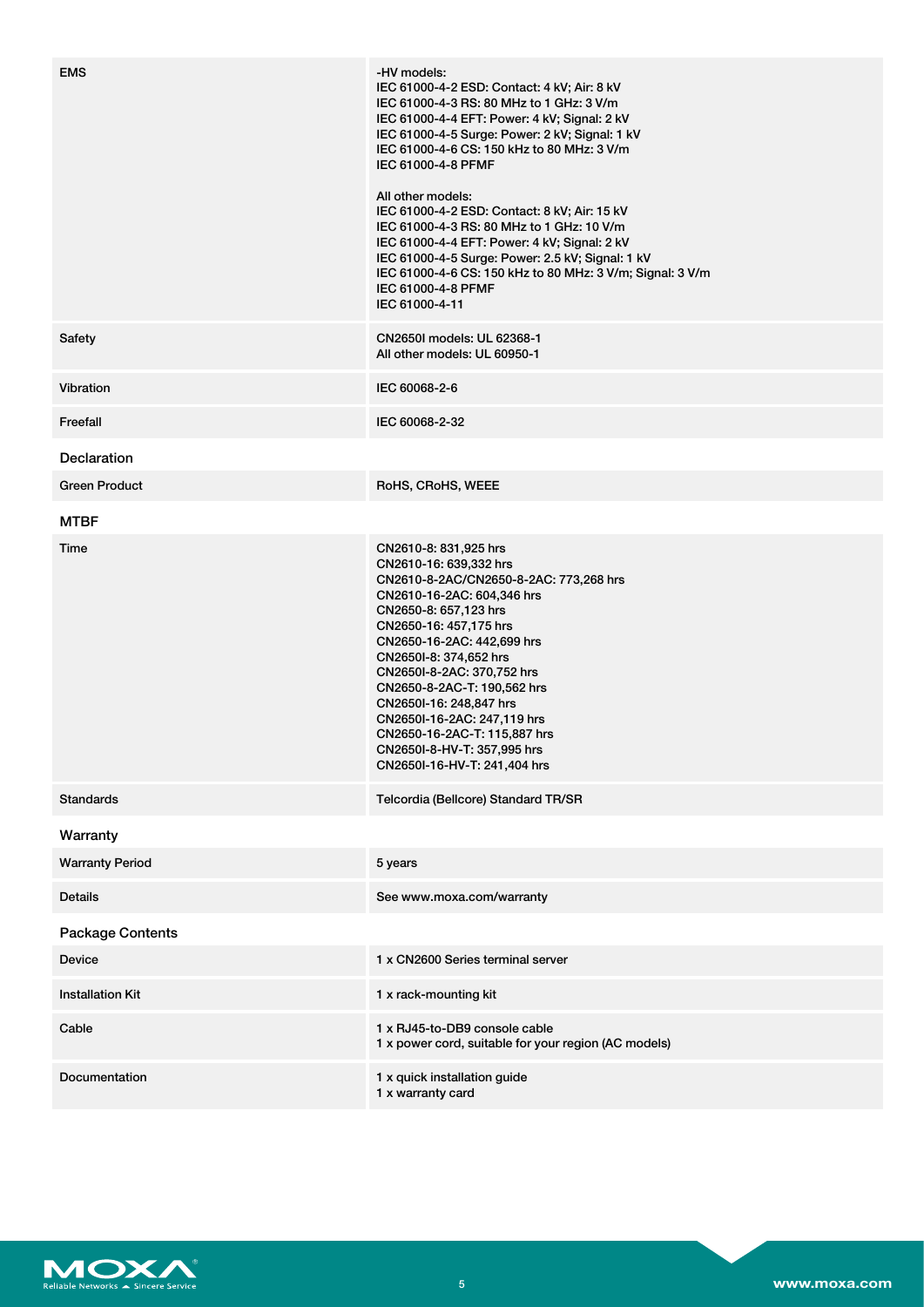| | |
|---|---|
| EMS | -HV models:<br>IEC 61000-4-2 ESD: Contact: 4 kV; Air: 8 kV<br>IEC 61000-4-3 RS: 80 MHz to 1 GHz: 3 V/m<br>IEC 61000-4-4 EFT: Power: 4 kV; Signal: 2 kV<br>IEC 61000-4-5 Surge: Power: 2 kV; Signal: 1 kV<br>IEC 61000-4-6 CS: 150 kHz to 80 MHz: 3 V/m<br>IEC 61000-4-8 PFMF<br><br>All other models:<br>IEC 61000-4-2 ESD: Contact: 8 kV; Air: 15 kV<br>IEC 61000-4-3 RS: 80 MHz to 1 GHz: 10 V/m<br>IEC 61000-4-4 EFT: Power: 4 kV; Signal: 2 kV<br>IEC 61000-4-5 Surge: Power: 2.5 kV; Signal: 1 kV<br>IEC 61000-4-6 CS: 150 kHz to 80 MHz: 3 V/m; Signal: 3 V/m<br>IEC 61000-4-8 PFMF<br>IEC 61000-4-11 |
| Safety | CN2650I models: UL 62368-1<br>All other models: UL 60950-1 |
| Vibration | IEC 60068-2-6 |
| Freefall | IEC 60068-2-32 |

### Declaration

| | |
|---|---|
| Green Product | RoHS, CRoHS, WEEE |

### MTBF

| | |
|---|---|
| Time | CN2610-8: 831,925 hrs<br>CN2610-16: 639,332 hrs<br>CN2610-8-2AC/CN2650-8-2AC: 773,268 hrs<br>CN2610-16-2AC: 604,346 hrs<br>CN2650-8: 657,123 hrs<br>CN2650-16: 457,175 hrs<br>CN2650-16-2AC: 442,699 hrs<br>CN2650I-8: 374,652 hrs<br>CN2650I-8-2AC: 370,752 hrs<br>CN2650-8-2AC-T: 190,562 hrs<br>CN2650I-16: 248,847 hrs<br>CN2650I-16-2AC: 247,119 hrs<br>CN2650-16-2AC-T: 115,887 hrs<br>CN2650I-8-HV-T: 357,995 hrs<br>CN2650I-16-HV-T: 241,404 hrs |
| Standards | Telcordia (Bellcore) Standard TR/SR |

### Warranty

| | |
|---|---|
| Warranty Period | 5 years |
| Details | See www.moxa.com/warranty |

### Package Contents

| | |
|---|---|
| Device | 1 x CN2600 Series terminal server |
| Installation Kit | 1 x rack-mounting kit |
| Cable | 1 x RJ45-to-DB9 console cable<br>1 x power cord, suitable for your region (AC models) |
| Documentation | 1 x quick installation guide<br>1 x warranty card |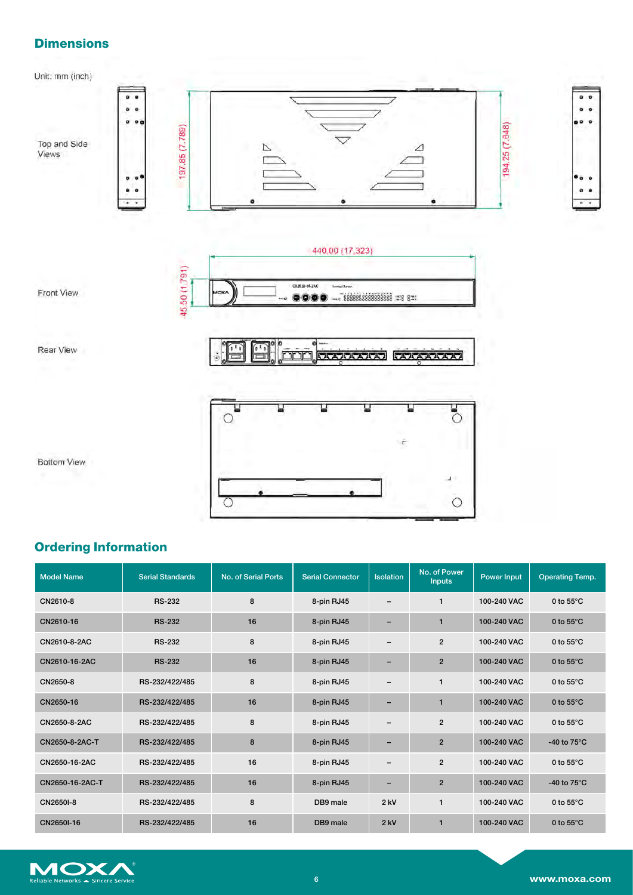## Dimensions

Unit: mm (inch)

Top and Side Views

197.85 (7.789)

194.25 (7.648)

Front View

440.00 (17.323)

45.50 (1.791)

Rear View

Bottom View

## Ordering Information

| Model Name | Serial Standards | No. of Serial Ports | Serial Connector | Isolation | No. of Power Inputs | Power Input | Operating Temp. |
|---|---|---|---|---|---|---|---|
| CN2610-8 | RS-232 | 8 | 8-pin RJ45 | – | 1 | 100-240 VAC | 0 to 55°C |
| CN2610-16 | RS-232 | 16 | 8-pin RJ45 | – | 1 | 100-240 VAC | 0 to 55°C |
| CN2610-8-2AC | RS-232 | 8 | 8-pin RJ45 | – | 2 | 100-240 VAC | 0 to 55°C |
| CN2610-16-2AC | RS-232 | 16 | 8-pin RJ45 | – | 2 | 100-240 VAC | 0 to 55°C |
| CN2650-8 | RS-232/422/485 | 8 | 8-pin RJ45 | – | 1 | 100-240 VAC | 0 to 55°C |
| CN2650-16 | RS-232/422/485 | 16 | 8-pin RJ45 | – | 1 | 100-240 VAC | 0 to 55°C |
| CN2650-8-2AC | RS-232/422/485 | 8 | 8-pin RJ45 | – | 2 | 100-240 VAC | 0 to 55°C |
| CN2650-8-2AC-T | RS-232/422/485 | 8 | 8-pin RJ45 | – | 2 | 100-240 VAC | -40 to 75°C |
| CN2650-16-2AC | RS-232/422/485 | 16 | 8-pin RJ45 | – | 2 | 100-240 VAC | 0 to 55°C |
| CN2650-16-2AC-T | RS-232/422/485 | 16 | 8-pin RJ45 | – | 2 | 100-240 VAC | -40 to 75°C |
| CN2650I-8 | RS-232/422/485 | 8 | DB9 male | 2 kV | 1 | 100-240 VAC | 0 to 55°C |
| CN2650I-16 | RS-232/422/485 | 16 | DB9 male | 2 kV | 1 | 100-240 VAC | 0 to 55°C |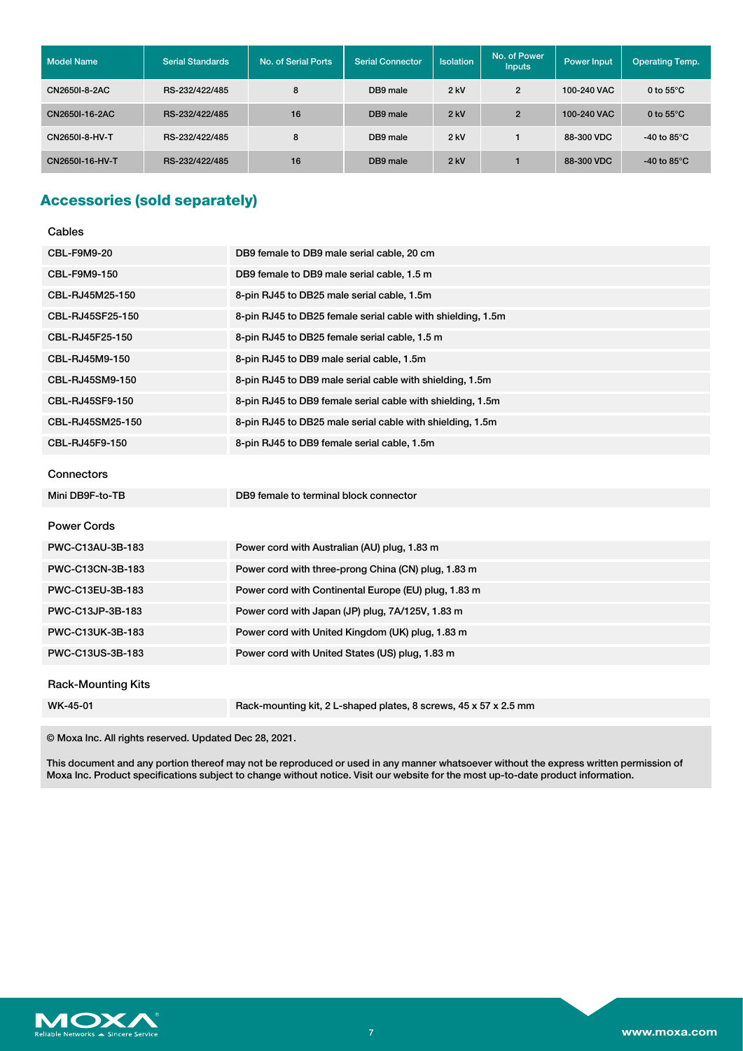| Model Name | Serial Standards | No. of Serial Ports | Serial Connector | Isolation | No. of Power Inputs | Power Input | Operating Temp. |
|---|---|---|---|---|---|---|---|
| CN2650I-8-2AC | RS-232/422/485 | 8 | DB9 male | 2 kV | 2 | 100-240 VAC | 0 to 55°C |
| CN2650I-16-2AC | RS-232/422/485 | 16 | DB9 male | 2 kV | 2 | 100-240 VAC | 0 to 55°C |
| CN2650I-8-HV-T | RS-232/422/485 | 8 | DB9 male | 2 kV | 1 | 88-300 VDC | -40 to 85°C |
| CN2650I-16-HV-T | RS-232/422/485 | 16 | DB9 male | 2 kV | 1 | 88-300 VDC | -40 to 85°C |

## Accessories (sold separately)

**Cables**

| | |
|---|---|
| CBL-F9M9-20 | DB9 female to DB9 male serial cable, 20 cm |
| CBL-F9M9-150 | DB9 female to DB9 male serial cable, 1.5 m |
| CBL-RJ45M25-150 | 8-pin RJ45 to DB25 male serial cable, 1.5m |
| CBL-RJ45SF25-150 | 8-pin RJ45 to DB25 female serial cable with shielding, 1.5m |
| CBL-RJ45F25-150 | 8-pin RJ45 to DB25 female serial cable, 1.5 m |
| CBL-RJ45M9-150 | 8-pin RJ45 to DB9 male serial cable, 1.5m |
| CBL-RJ45SM9-150 | 8-pin RJ45 to DB9 male serial cable with shielding, 1.5m |
| CBL-RJ45SF9-150 | 8-pin RJ45 to DB9 female serial cable with shielding, 1.5m |
| CBL-RJ45SM25-150 | 8-pin RJ45 to DB25 male serial cable with shielding, 1.5m |
| CBL-RJ45F9-150 | 8-pin RJ45 to DB9 female serial cable, 1.5m |

**Connectors**

| | |
|---|---|
| Mini DB9F-to-TB | DB9 female to terminal block connector |

**Power Cords**

| | |
|---|---|
| PWC-C13AU-3B-183 | Power cord with Australian (AU) plug, 1.83 m |
| PWC-C13CN-3B-183 | Power cord with three-prong China (CN) plug, 1.83 m |
| PWC-C13EU-3B-183 | Power cord with Continental Europe (EU) plug, 1.83 m |
| PWC-C13JP-3B-183 | Power cord with Japan (JP) plug, 7A/125V, 1.83 m |
| PWC-C13UK-3B-183 | Power cord with United Kingdom (UK) plug, 1.83 m |
| PWC-C13US-3B-183 | Power cord with United States (US) plug, 1.83 m |

**Rack-Mounting Kits**

| | |
|---|---|
| WK-45-01 | Rack-mounting kit, 2 L-shaped plates, 8 screws, 45 x 57 x 2.5 mm |

© Moxa Inc. All rights reserved. Updated Dec 28, 2021.

This document and any portion thereof may not be reproduced or used in any manner whatsoever without the express written permission of Moxa Inc. Product specifications subject to change without notice. Visit our website for the most up-to-date product information.